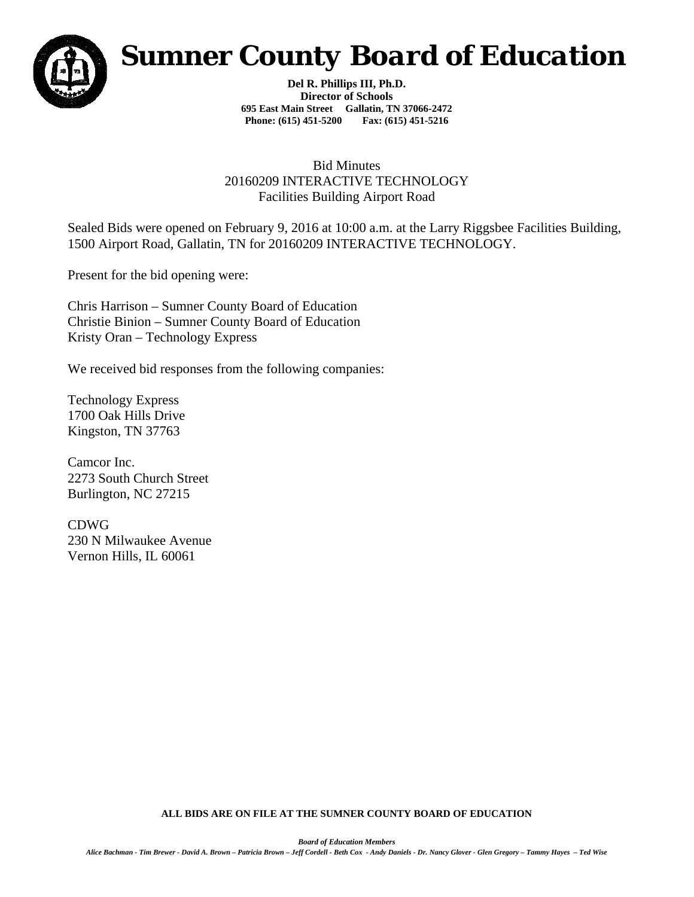# Sumner County Board of Education

**Del R. Phillips III, Ph.D.**
**Director of Schools**
**695 East Main Street Gallatin, TN 37066-2472**
**Phone: (615) 451-5200 Fax: (615) 451-5216**

Bid Minutes
20160209 INTERACTIVE TECHNOLOGY
Facilities Building Airport Road

Sealed Bids were opened on February 9, 2016 at 10:00 a.m. at the Larry Riggsbee Facilities Building, 1500 Airport Road, Gallatin, TN for 20160209 INTERACTIVE TECHNOLOGY.

Present for the bid opening were:

Chris Harrison – Sumner County Board of Education
Christie Binion – Sumner County Board of Education
Kristy Oran – Technology Express

We received bid responses from the following companies:

Technology Express
1700 Oak Hills Drive
Kingston, TN 37763

Camcor Inc.
2273 South Church Street
Burlington, NC 27215

CDWG
230 N Milwaukee Avenue
Vernon Hills, IL 60061

**ALL BIDS ARE ON FILE AT THE SUMNER COUNTY BOARD OF EDUCATION**

***Board of Education Members***
*Alice Bachman - Tim Brewer - David A. Brown – Patricia Brown – Jeff Cordell - Beth Cox - Andy Daniels - Dr. Nancy Glover - Glen Gregory – Tammy Hayes – Ted Wise*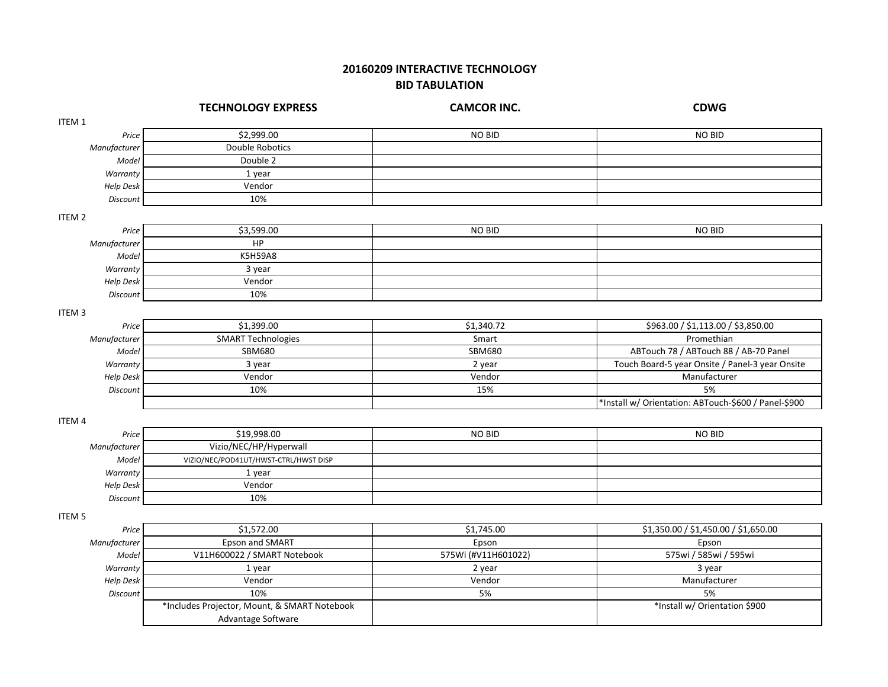# 20160209 INTERACTIVE TECHNOLOGY
## BID TABULATION

ITEM 1

| | TECHNOLOGY EXPRESS | CAMCOR INC. | CDWG |
|---|---|---|---|
| *Price* | $2,999.00 | NO BID | NO BID |
| *Manufacturer* | Double Robotics | | |
| *Model* | Double 2 | | |
| *Warranty* | 1 year | | |
| *Help Desk* | Vendor | | |
| *Discount* | 10% | | |

ITEM 2

| | TECHNOLOGY EXPRESS | CAMCOR INC. | CDWG |
|---|---|---|---|
| *Price* | $3,599.00 | NO BID | NO BID |
| *Manufacturer* | HP | | |
| *Model* | K5H59A8 | | |
| *Warranty* | 3 year | | |
| *Help Desk* | Vendor | | |
| *Discount* | 10% | | |

ITEM 3

| | TECHNOLOGY EXPRESS | CAMCOR INC. | CDWG |
|---|---|---|---|
| *Price* | $1,399.00 | $1,340.72 | $963.00 / $1,113.00 / $3,850.00 |
| *Manufacturer* | SMART Technologies | Smart | Promethian |
| *Model* | SBM680 | SBM680 | ABTouch 78 / ABTouch 88 / AB-70 Panel |
| *Warranty* | 3 year | 2 year | Touch Board-5 year Onsite / Panel-3 year Onsite |
| *Help Desk* | Vendor | Vendor | Manufacturer |
| *Discount* | 10% | 15% | 5% |
| | | | *Install w/ Orientation: ABTouch-$600 / Panel-$900 |

ITEM 4

| | TECHNOLOGY EXPRESS | CAMCOR INC. | CDWG |
|---|---|---|---|
| *Price* | $19,998.00 | NO BID | NO BID |
| *Manufacturer* | Vizio/NEC/HP/Hyperwall | | |
| *Model* | VIZIO/NEC/POD41UT/HWST-CTRL/HWST DISP | | |
| *Warranty* | 1 year | | |
| *Help Desk* | Vendor | | |
| *Discount* | 10% | | |

ITEM 5

| | TECHNOLOGY EXPRESS | CAMCOR INC. | CDWG |
|---|---|---|---|
| *Price* | $1,572.00 | $1,745.00 | $1,350.00 / $1,450.00 / $1,650.00 |
| *Manufacturer* | Epson and SMART | Epson | Epson |
| *Model* | V11H600022 / SMART Notebook | 575Wi (#V11H601022) | 575wi / 585wi / 595wi |
| *Warranty* | 1 year | 2 year | 3 year |
| *Help Desk* | Vendor | Vendor | Manufacturer |
| *Discount* | 10% | 5% | 5% |
| | *Includes Projector, Mount, & SMART Notebook Advantage Software | | *Install w/ Orientation $900 |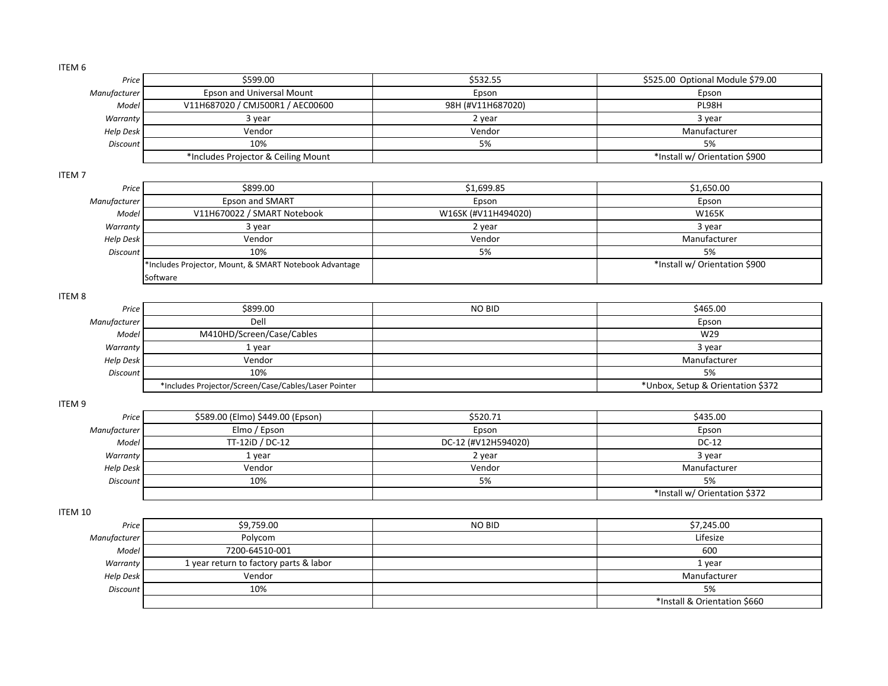ITEM 6

| | | | |
|---|---|---|---|
| *Price* | $599.00 | $532.55 | $525.00 Optional Module $79.00 |
| *Manufacturer* | Epson and Universal Mount | Epson | Epson |
| *Model* | V11H687020 / CMJ500R1 / AEC00600 | 98H (#V11H687020) | PL98H |
| *Warranty* | 3 year | 2 year | 3 year |
| *Help Desk* | Vendor | Vendor | Manufacturer |
| *Discount* | 10% | 5% | 5% |
| | *Includes Projector & Ceiling Mount | | *Install w/ Orientation $900 |

ITEM 7

| | | | |
|---|---|---|---|
| *Price* | $899.00 | $1,699.85 | $1,650.00 |
| *Manufacturer* | Epson and SMART | Epson | Epson |
| *Model* | V11H670022 / SMART Notebook | W16SK (#V11H494020) | W165K |
| *Warranty* | 3 year | 2 year | 3 year |
| *Help Desk* | Vendor | Vendor | Manufacturer |
| *Discount* | 10% | 5% | 5% |
| | *Includes Projector, Mount, & SMART Notebook Advantage Software | | *Install w/ Orientation $900 |

ITEM 8

| | | | |
|---|---|---|---|
| *Price* | $899.00 | NO BID | $465.00 |
| *Manufacturer* | Dell | | Epson |
| *Model* | M410HD/Screen/Case/Cables | | W29 |
| *Warranty* | 1 year | | 3 year |
| *Help Desk* | Vendor | | Manufacturer |
| *Discount* | 10% | | 5% |
| | *Includes Projector/Screen/Case/Cables/Laser Pointer | | *Unbox, Setup & Orientation $372 |

ITEM 9

| | | | |
|---|---|---|---|
| *Price* | $589.00 (Elmo) $449.00 (Epson) | $520.71 | $435.00 |
| *Manufacturer* | Elmo / Epson | Epson | Epson |
| *Model* | TT-12iD / DC-12 | DC-12 (#V12H594020) | DC-12 |
| *Warranty* | 1 year | 2 year | 3 year |
| *Help Desk* | Vendor | Vendor | Manufacturer |
| *Discount* | 10% | 5% | 5% |
| | | | *Install w/ Orientation $372 |

ITEM 10

| | | | |
|---|---|---|---|
| *Price* | $9,759.00 | NO BID | $7,245.00 |
| *Manufacturer* | Polycom | | Lifesize |
| *Model* | 7200-64510-001 | | 600 |
| *Warranty* | 1 year return to factory parts & labor | | 1 year |
| *Help Desk* | Vendor | | Manufacturer |
| *Discount* | 10% | | 5% |
| | | | *Install & Orientation $660 |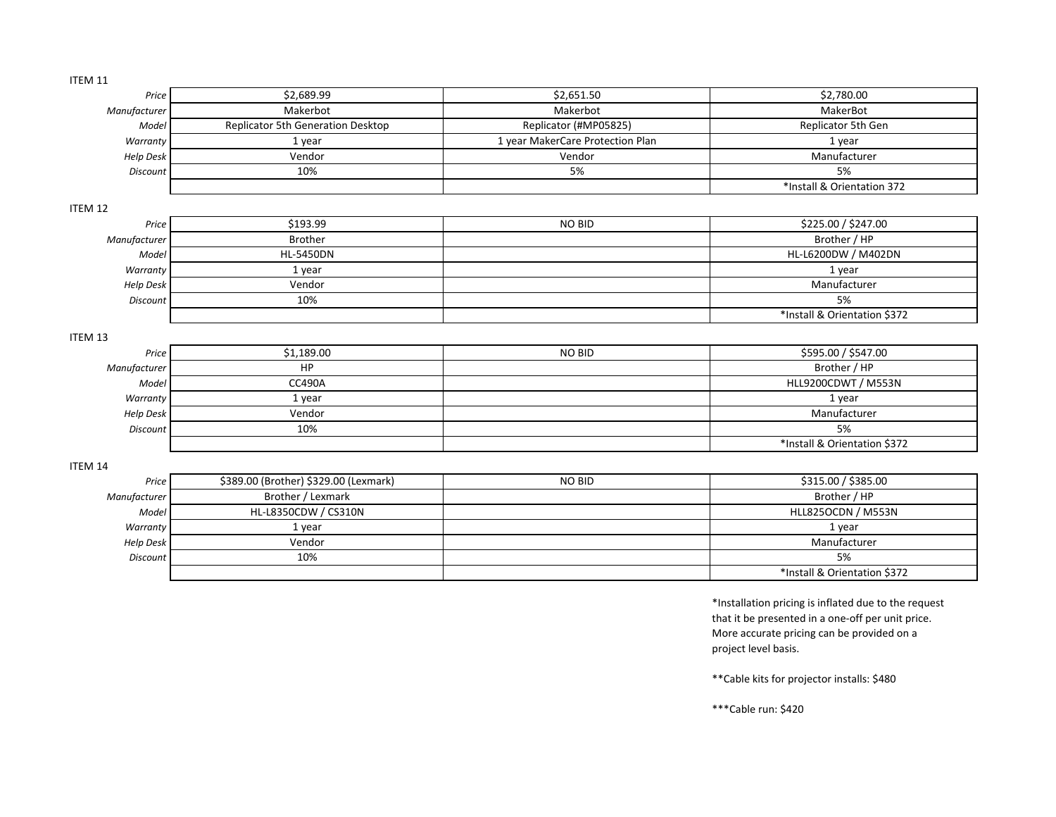ITEM 11

| | | | |
|---|---|---|---|
| *Price* | $2,689.99 | $2,651.50 | $2,780.00 |
| *Manufacturer* | Makerbot | Makerbot | MakerBot |
| *Model* | Replicator 5th Generation Desktop | Replicator (#MP05825) | Replicator 5th Gen |
| *Warranty* | 1 year | 1 year MakerCare Protection Plan | 1 year |
| *Help Desk* | Vendor | Vendor | Manufacturer |
| *Discount* | 10% | 5% | 5% |
| | | | *Install & Orientation 372 |

ITEM 12

| | | | |
|---|---|---|---|
| *Price* | $193.99 | NO BID | $225.00 / $247.00 |
| *Manufacturer* | Brother | | Brother / HP |
| *Model* | HL-5450DN | | HL-L6200DW / M402DN |
| *Warranty* | 1 year | | 1 year |
| *Help Desk* | Vendor | | Manufacturer |
| *Discount* | 10% | | 5% |
| | | | *Install & Orientation $372 |

ITEM 13

| | | | |
|---|---|---|---|
| *Price* | $1,189.00 | NO BID | $595.00 / $547.00 |
| *Manufacturer* | HP | | Brother / HP |
| *Model* | CC490A | | HLL9200CDWT / M553N |
| *Warranty* | 1 year | | 1 year |
| *Help Desk* | Vendor | | Manufacturer |
| *Discount* | 10% | | 5% |
| | | | *Install & Orientation $372 |

ITEM 14

| | | | |
|---|---|---|---|
| *Price* | $389.00 (Brother) $329.00 (Lexmark) | NO BID | $315.00 / $385.00 |
| *Manufacturer* | Brother / Lexmark | | Brother / HP |
| *Model* | HL-L8350CDW / CS310N | | HLL825OCDN / M553N |
| *Warranty* | 1 year | | 1 year |
| *Help Desk* | Vendor | | Manufacturer |
| *Discount* | 10% | | 5% |
| | | | *Install & Orientation $372 |

*Installation pricing is inflated due to the request that it be presented in a one-off per unit price. More accurate pricing can be provided on a project level basis.

**Cable kits for projector installs: $480

***Cable run: $420